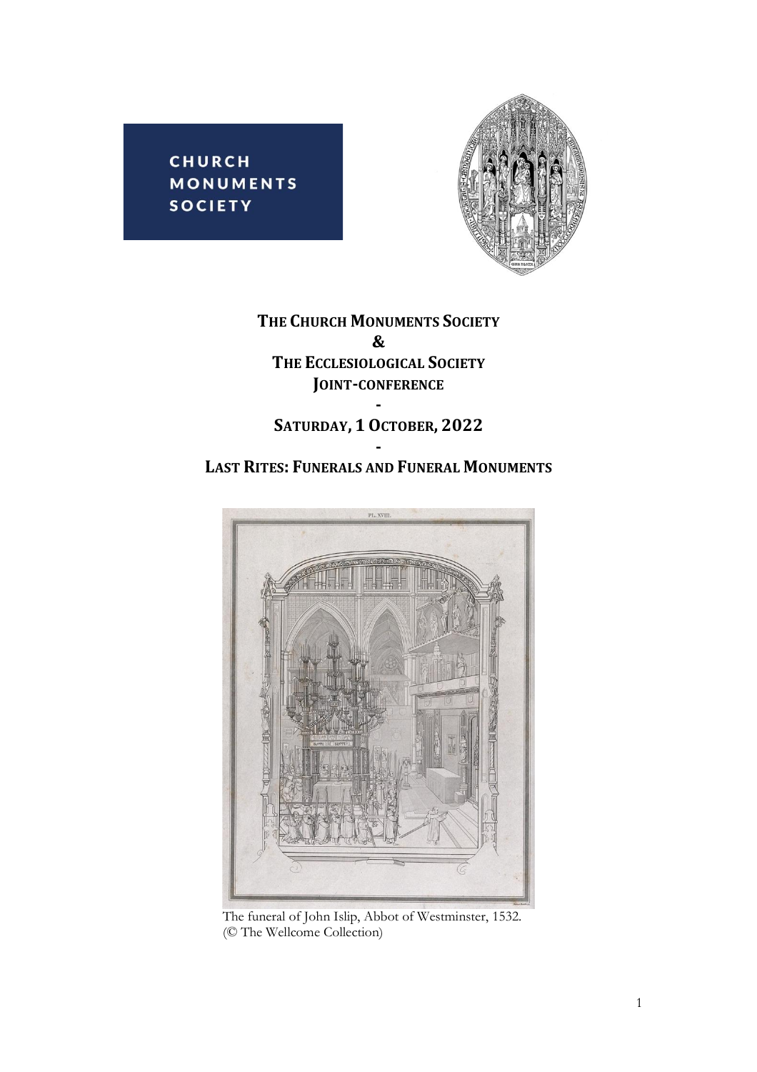CHURCH MONUMENTS SOCIETY

# THE CHURCH MONUMENTS SOCIETY & THE ECCLESIOLOGICAL SOCIETY JOINT-CONFERENCE

-

## SATURDAY, 1 OCTOBER, 2022

-

## LAST RITES: FUNERALS AND FUNERAL MONUMENTS

The funeral of John Islip, Abbot of Westminster, 1532.
(© The Wellcome Collection)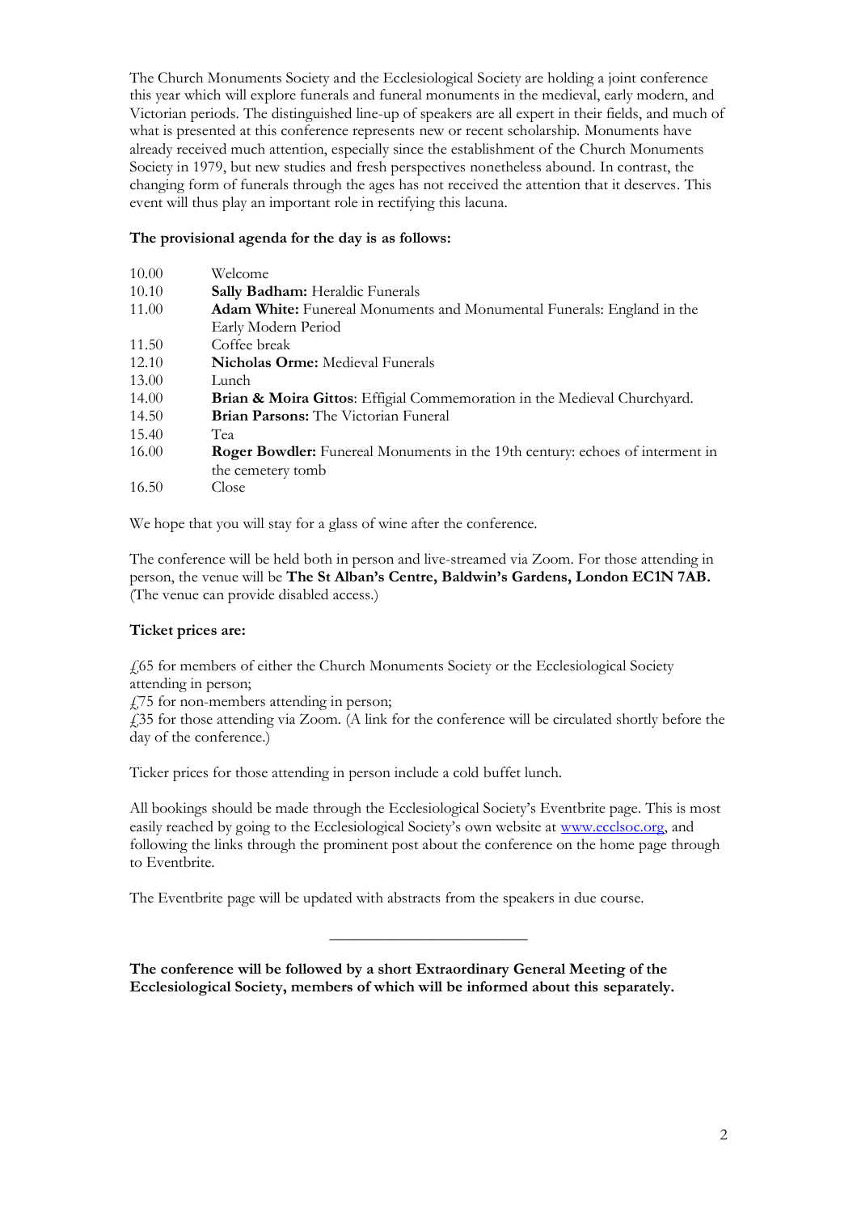The Church Monuments Society and the Ecclesiological Society are holding a joint conference this year which will explore funerals and funeral monuments in the medieval, early modern, and Victorian periods. The distinguished line-up of speakers are all expert in their fields, and much of what is presented at this conference represents new or recent scholarship. Monuments have already received much attention, especially since the establishment of the Church Monuments Society in 1979, but new studies and fresh perspectives nonetheless abound. In contrast, the changing form of funerals through the ages has not received the attention that it deserves. This event will thus play an important role in rectifying this lacuna.

**The provisional agenda for the day is as follows:**

| | |
|---|---|
| 10.00 | Welcome |
| 10.10 | **Sally Badham:** Heraldic Funerals |
| 11.00 | **Adam White:** Funereal Monuments and Monumental Funerals: England in the Early Modern Period |
| 11.50 | Coffee break |
| 12.10 | **Nicholas Orme:** Medieval Funerals |
| 13.00 | Lunch |
| 14.00 | **Brian & Moira Gittos**: Effigial Commemoration in the Medieval Churchyard. |
| 14.50 | **Brian Parsons:** The Victorian Funeral |
| 15.40 | Tea |
| 16.00 | **Roger Bowdler:** Funereal Monuments in the 19th century: echoes of interment in the cemetery tomb |
| 16.50 | Close |

We hope that you will stay for a glass of wine after the conference.

The conference will be held both in person and live-streamed via Zoom. For those attending in person, the venue will be **The St Alban's Centre, Baldwin's Gardens, London EC1N 7AB.** (The venue can provide disabled access.)

**Ticket prices are:**

£65 for members of either the Church Monuments Society or the Ecclesiological Society attending in person;

£75 for non-members attending in person;

£35 for those attending via Zoom. (A link for the conference will be circulated shortly before the day of the conference.)

Ticker prices for those attending in person include a cold buffet lunch.

All bookings should be made through the Ecclesiological Society's Eventbrite page. This is most easily reached by going to the Ecclesiological Society's own website at [www.ecclsoc.org](http://www.ecclsoc.org), and following the links through the prominent post about the conference on the home page through to Eventbrite.

The Eventbrite page will be updated with abstracts from the speakers in due course.

---

**The conference will be followed by a short Extraordinary General Meeting of the Ecclesiological Society, members of which will be informed about this separately.**